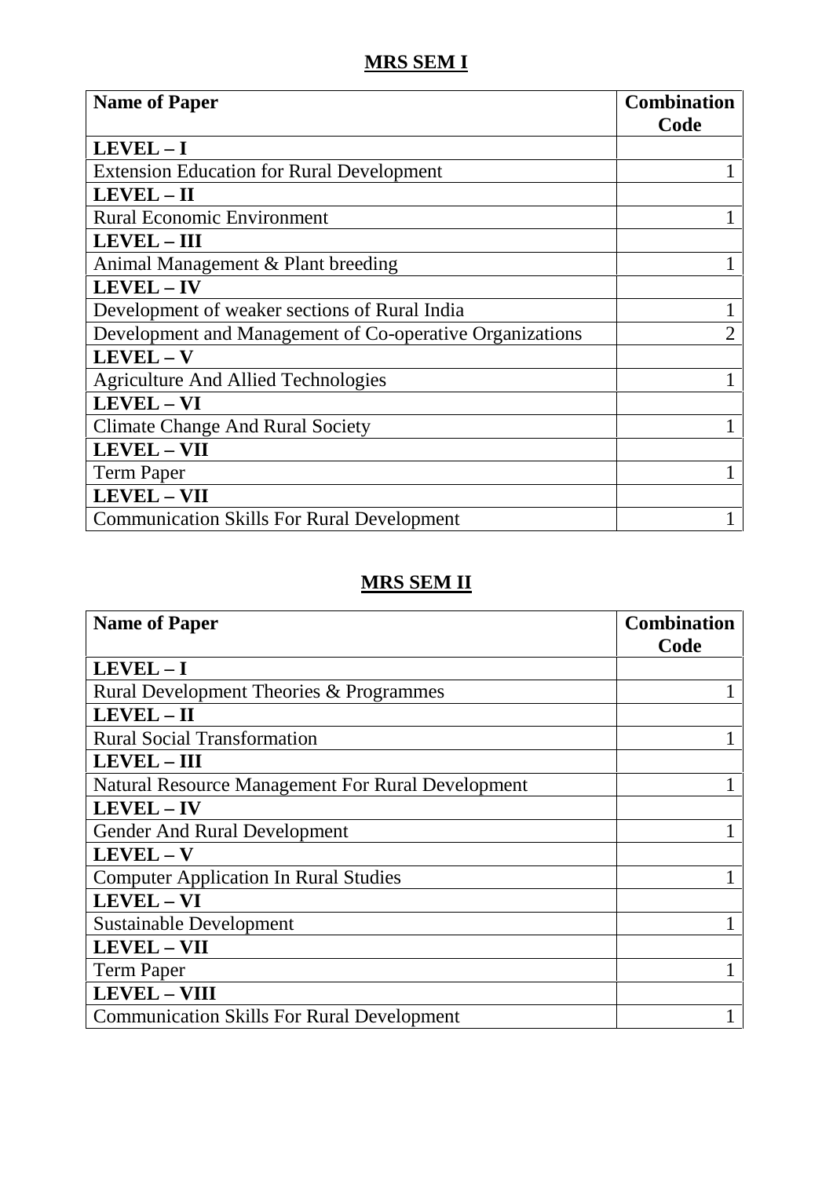## MRS SEM I

| Name of Paper | Combination Code |
|---|---|
| **LEVEL – I** | |
| Extension Education for Rural Development | 1 |
| **LEVEL – II** | |
| Rural Economic Environment | 1 |
| **LEVEL – III** | |
| Animal Management & Plant breeding | 1 |
| **LEVEL – IV** | |
| Development of weaker sections of Rural India | 1 |
| Development and Management of Co-operative Organizations | 2 |
| **LEVEL – V** | |
| Agriculture And Allied Technologies | 1 |
| **LEVEL – VI** | |
| Climate Change And Rural Society | 1 |
| **LEVEL – VII** | |
| Term Paper | 1 |
| **LEVEL – VII** | |
| Communication Skills For Rural Development | 1 |

## MRS SEM II

| Name of Paper | Combination Code |
|---|---|
| **LEVEL – I** | |
| Rural Development Theories & Programmes | 1 |
| **LEVEL – II** | |
| Rural Social Transformation | 1 |
| **LEVEL – III** | |
| Natural Resource Management For Rural Development | 1 |
| **LEVEL – IV** | |
| Gender And Rural Development | 1 |
| **LEVEL – V** | |
| Computer Application In Rural Studies | 1 |
| **LEVEL – VI** | |
| Sustainable Development | 1 |
| **LEVEL – VII** | |
| Term Paper | 1 |
| **LEVEL – VIII** | |
| Communication Skills For Rural Development | 1 |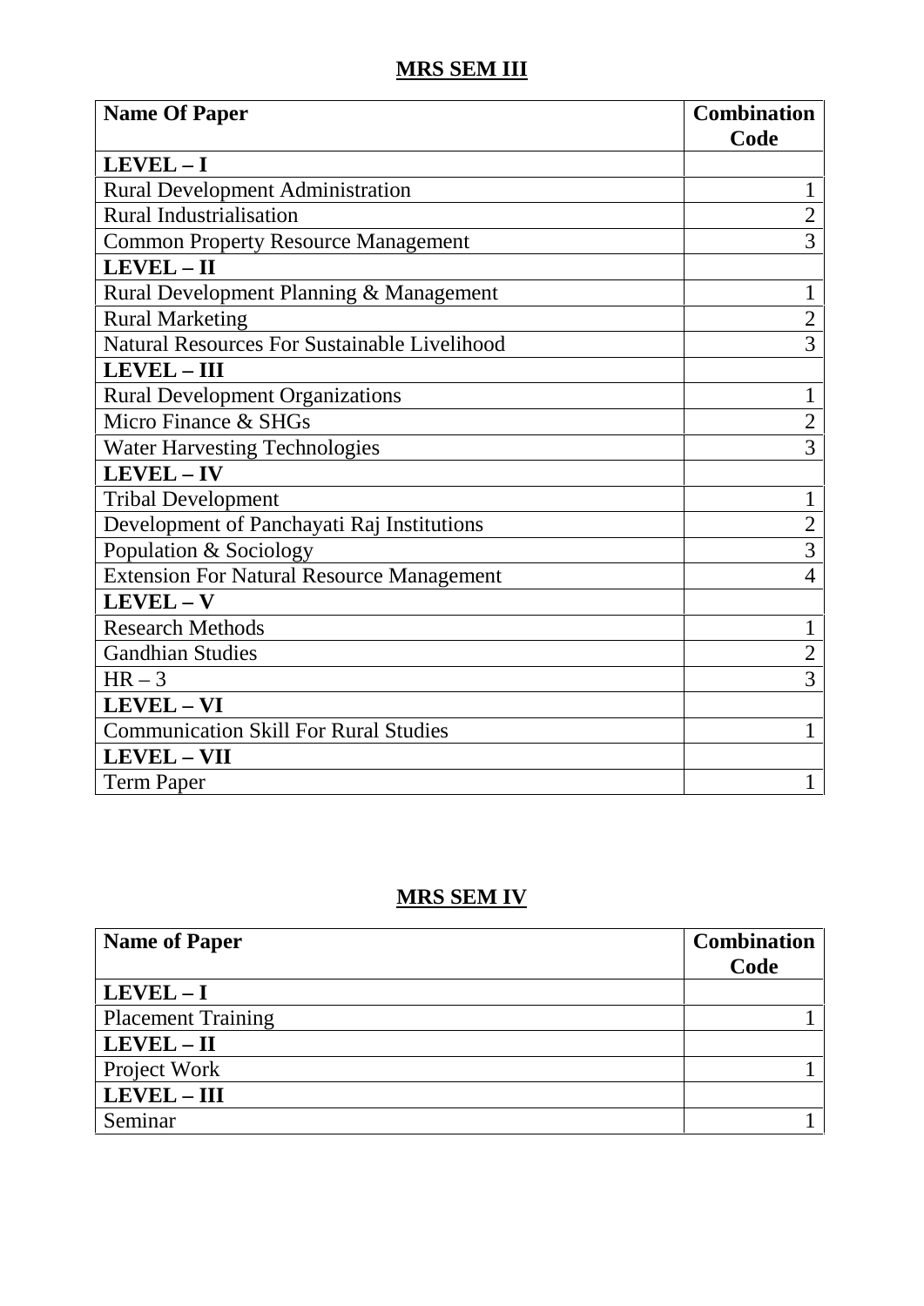## MRS SEM III

| Name Of Paper | Combination Code |
|---|---|
| **LEVEL – I** | |
| Rural Development Administration | 1 |
| Rural Industrialisation | 2 |
| Common Property Resource Management | 3 |
| **LEVEL – II** | |
| Rural Development Planning & Management | 1 |
| Rural Marketing | 2 |
| Natural Resources For Sustainable Livelihood | 3 |
| **LEVEL – III** | |
| Rural Development Organizations | 1 |
| Micro Finance & SHGs | 2 |
| Water Harvesting Technologies | 3 |
| **LEVEL – IV** | |
| Tribal Development | 1 |
| Development of Panchayati Raj Institutions | 2 |
| Population & Sociology | 3 |
| Extension For Natural Resource Management | 4 |
| **LEVEL – V** | |
| Research Methods | 1 |
| Gandhian Studies | 2 |
| HR – 3 | 3 |
| **LEVEL – VI** | |
| Communication Skill For Rural Studies | 1 |
| **LEVEL – VII** | |
| Term Paper | 1 |

## MRS SEM IV

| Name of Paper | Combination Code |
|---|---|
| **LEVEL – I** | |
| Placement Training | 1 |
| **LEVEL – II** | |
| Project Work | 1 |
| **LEVEL – III** | |
| Seminar | 1 |